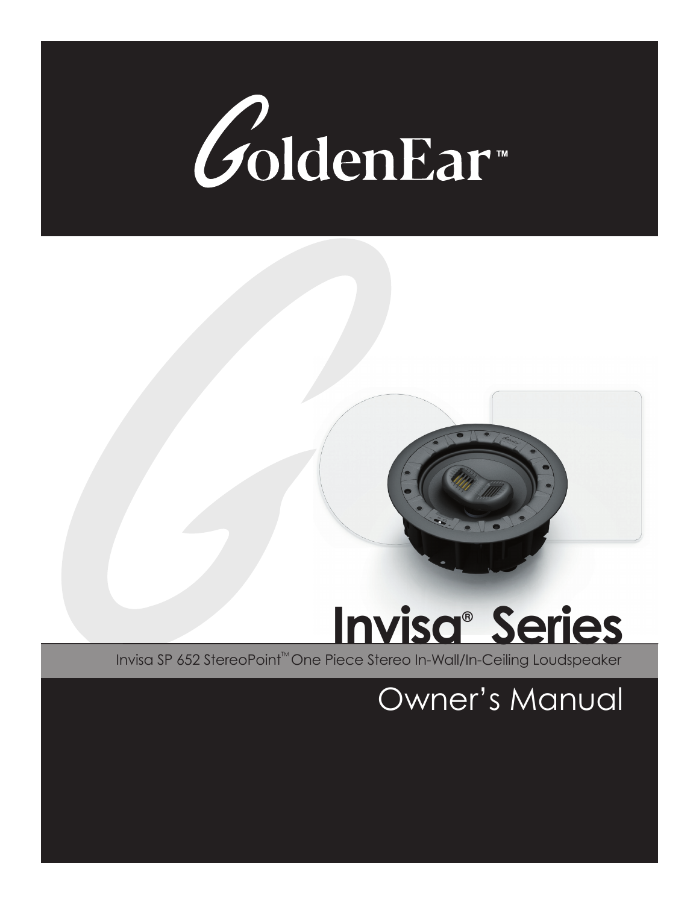# GoldenEar™

# Invisa® Series

Invisa SP 652 StereoPoint™ One Piece Stereo In-Wall/In-Ceiling Loudspeaker

## Owner's Manual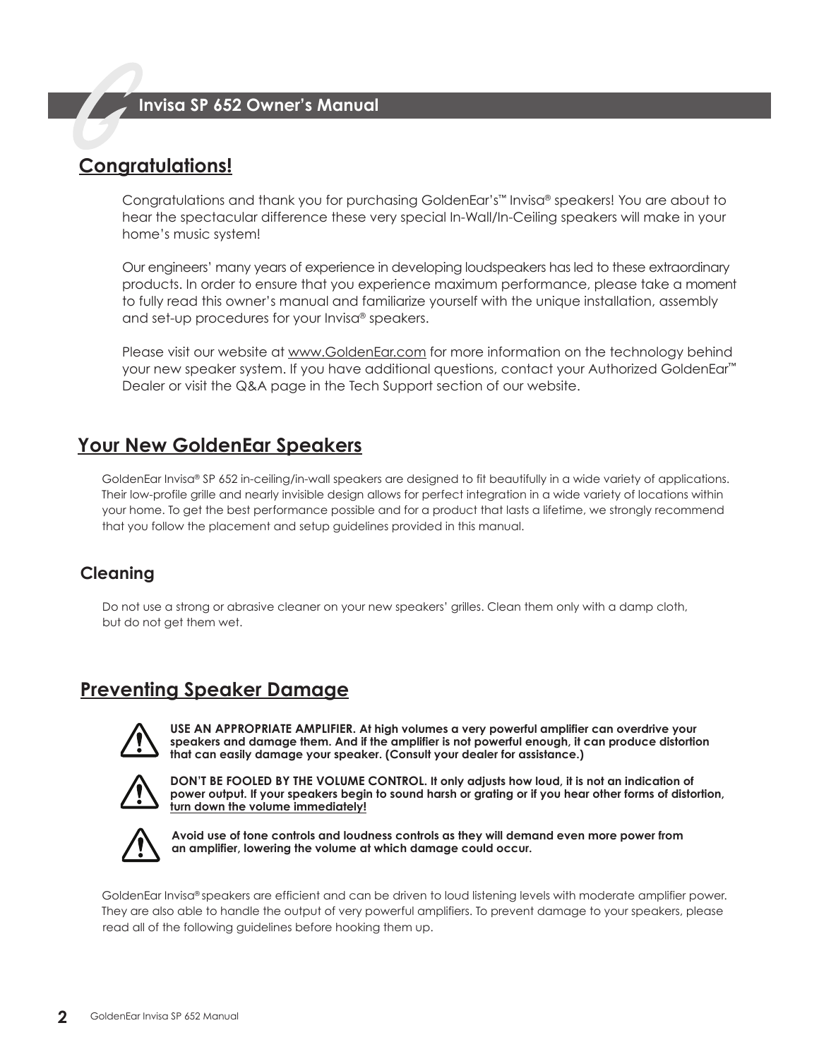# Invisa SP 652 Owner's Manual

## Congratulations!

Congratulations and thank you for purchasing GoldenEar's™ Invisa® speakers! You are about to hear the spectacular difference these very special In-Wall/In-Ceiling speakers will make in your home's music system!

Our engineers' many years of experience in developing loudspeakers has led to these extraordinary products. In order to ensure that you experience maximum performance, please take a moment to fully read this owner's manual and familiarize yourself with the unique installation, assembly and set-up procedures for your Invisa® speakers.

Please visit our website at www.GoldenEar.com for more information on the technology behind your new speaker system. If you have additional questions, contact your Authorized GoldenEar™ Dealer or visit the Q&A page in the Tech Support section of our website.

## Your New GoldenEar Speakers

GoldenEar Invisa® SP 652 in-ceiling/in-wall speakers are designed to fit beautifully in a wide variety of applications. Their low-profile grille and nearly invisible design allows for perfect integration in a wide variety of locations within your home. To get the best performance possible and for a product that lasts a lifetime, we strongly recommend that you follow the placement and setup guidelines provided in this manual.

### Cleaning

Do not use a strong or abrasive cleaner on your new speakers' grilles. Clean them only with a damp cloth, but do not get them wet.

## Preventing Speaker Damage

**USE AN APPROPRIATE AMPLIFIER. At high volumes a very powerful amplifier can overdrive your speakers and damage them. And if the amplifier is not powerful enough, it can produce distortion that can easily damage your speaker. (Consult your dealer for assistance.)**

**DON'T BE FOOLED BY THE VOLUME CONTROL. It only adjusts how loud, it is not an indication of power output. If your speakers begin to sound harsh or grating or if you hear other forms of distortion, turn down the volume immediately!**

**Avoid use of tone controls and loudness controls as they will demand even more power from an amplifier, lowering the volume at which damage could occur.**

GoldenEar Invisa® speakers are efficient and can be driven to loud listening levels with moderate amplifier power. They are also able to handle the output of very powerful amplifiers. To prevent damage to your speakers, please read all of the following guidelines before hooking them up.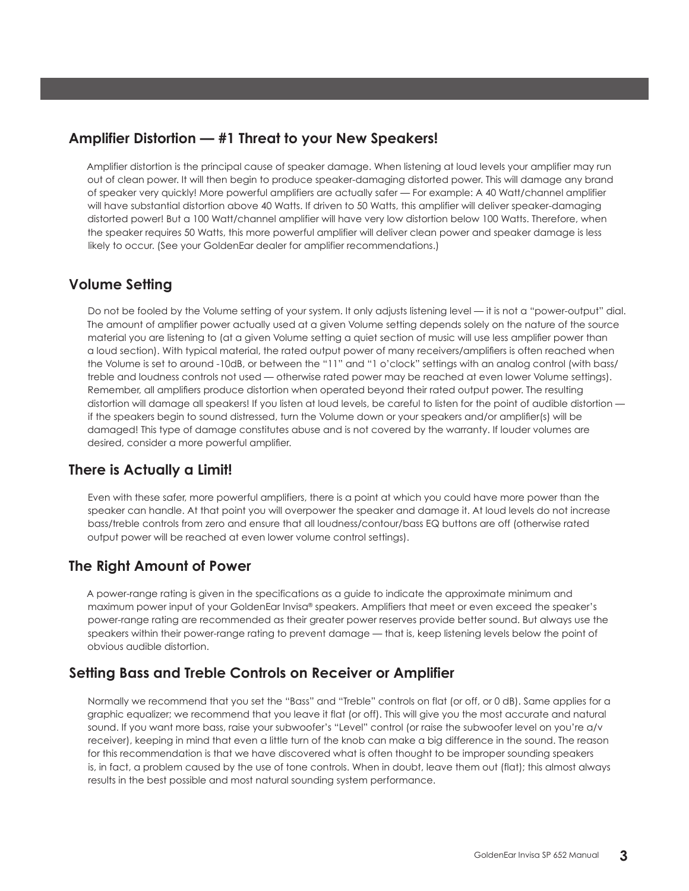## Amplifier Distortion — #1 Threat to your New Speakers!

Amplifier distortion is the principal cause of speaker damage. When listening at loud levels your amplifier may run out of clean power. It will then begin to produce speaker-damaging distorted power. This will damage any brand of speaker very quickly! More powerful amplifiers are actually safer — For example: A 40 Watt/channel amplifier will have substantial distortion above 40 Watts. If driven to 50 Watts, this amplifier will deliver speaker-damaging distorted power! But a 100 Watt/channel amplifier will have very low distortion below 100 Watts. Therefore, when the speaker requires 50 Watts, this more powerful amplifier will deliver clean power and speaker damage is less likely to occur. (See your GoldenEar dealer for amplifier recommendations.)

## Volume Setting

Do not be fooled by the Volume setting of your system. It only adjusts listening level — it is not a "power-output" dial. The amount of amplifier power actually used at a given Volume setting depends solely on the nature of the source material you are listening to (at a given Volume setting a quiet section of music will use less amplifier power than a loud section). With typical material, the rated output power of many receivers/amplifiers is often reached when the Volume is set to around -10dB, or between the "11" and "1 o'clock" settings with an analog control (with bass/treble and loudness controls not used — otherwise rated power may be reached at even lower Volume settings). Remember, all amplifiers produce distortion when operated beyond their rated output power. The resulting distortion will damage all speakers! If you listen at loud levels, be careful to listen for the point of audible distortion — if the speakers begin to sound distressed, turn the Volume down or your speakers and/or amplifier(s) will be damaged! This type of damage constitutes abuse and is not covered by the warranty. If louder volumes are desired, consider a more powerful amplifier.

## There is Actually a Limit!

Even with these safer, more powerful amplifiers, there is a point at which you could have more power than the speaker can handle. At that point you will overpower the speaker and damage it. At loud levels do not increase bass/treble controls from zero and ensure that all loudness/contour/bass EQ buttons are off (otherwise rated output power will be reached at even lower volume control settings).

## The Right Amount of Power

A power-range rating is given in the specifications as a guide to indicate the approximate minimum and maximum power input of your GoldenEar Invisa® speakers. Amplifiers that meet or even exceed the speaker's power-range rating are recommended as their greater power reserves provide better sound. But always use the speakers within their power-range rating to prevent damage — that is, keep listening levels below the point of obvious audible distortion.

## Setting Bass and Treble Controls on Receiver or Amplifier

Normally we recommend that you set the "Bass" and "Treble" controls on flat (or off, or 0 dB). Same applies for a graphic equalizer; we recommend that you leave it flat (or off). This will give you the most accurate and natural sound. If you want more bass, raise your subwoofer's "Level" control (or raise the subwoofer level on you're a/v receiver), keeping in mind that even a little turn of the knob can make a big difference in the sound. The reason for this recommendation is that we have discovered what is often thought to be improper sounding speakers is, in fact, a problem caused by the use of tone controls. When in doubt, leave them out (flat); this almost always results in the best possible and most natural sounding system performance.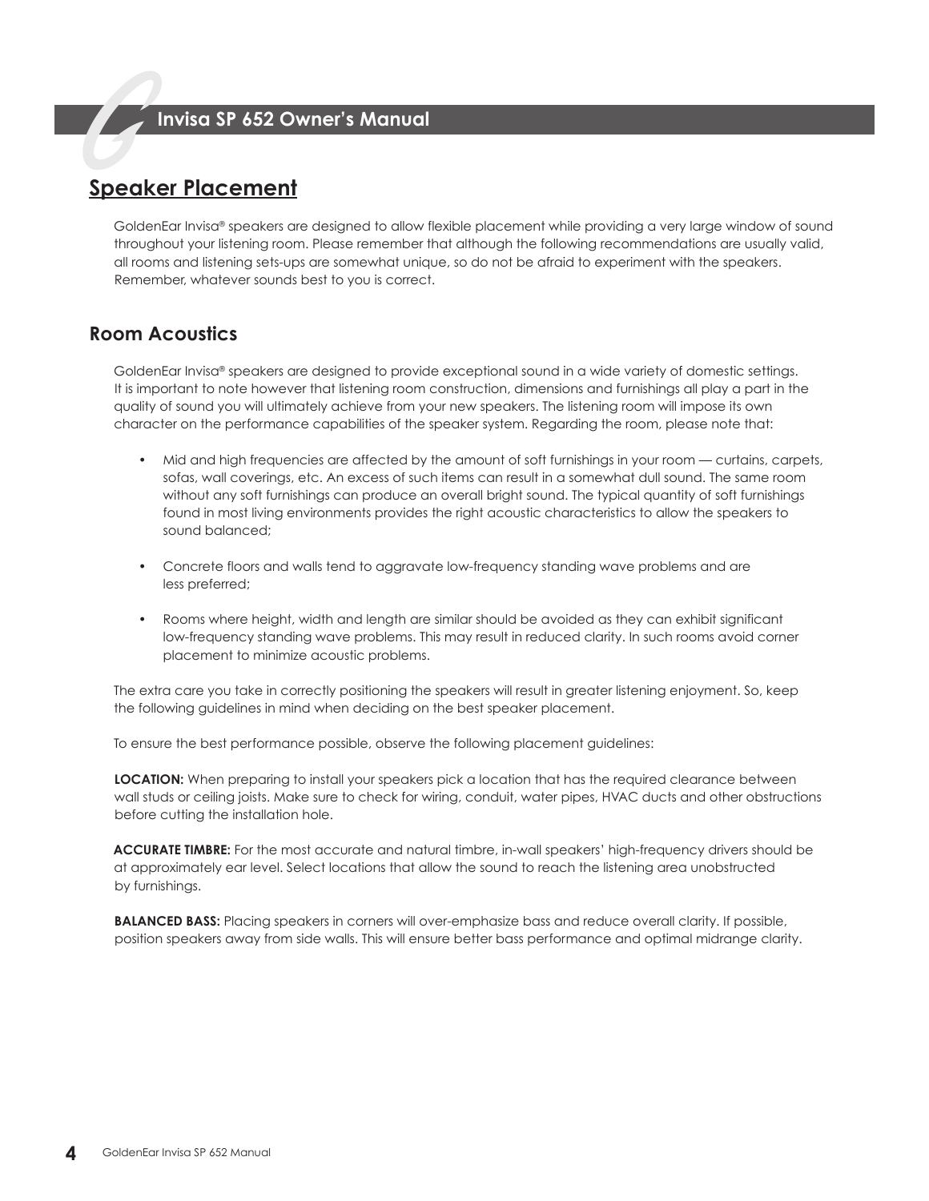## Speaker Placement

GoldenEar Invisa® speakers are designed to allow flexible placement while providing a very large window of sound throughout your listening room. Please remember that although the following recommendations are usually valid, all rooms and listening sets-ups are somewhat unique, so do not be afraid to experiment with the speakers. Remember, whatever sounds best to you is correct.

### Room Acoustics

GoldenEar Invisa® speakers are designed to provide exceptional sound in a wide variety of domestic settings. It is important to note however that listening room construction, dimensions and furnishings all play a part in the quality of sound you will ultimately achieve from your new speakers. The listening room will impose its own character on the performance capabilities of the speaker system. Regarding the room, please note that:

- Mid and high frequencies are affected by the amount of soft furnishings in your room — curtains, carpets, sofas, wall coverings, etc. An excess of such items can result in a somewhat dull sound. The same room without any soft furnishings can produce an overall bright sound. The typical quantity of soft furnishings found in most living environments provides the right acoustic characteristics to allow the speakers to sound balanced;

- Concrete floors and walls tend to aggravate low-frequency standing wave problems and are less preferred;

- Rooms where height, width and length are similar should be avoided as they can exhibit significant low-frequency standing wave problems. This may result in reduced clarity. In such rooms avoid corner placement to minimize acoustic problems.

The extra care you take in correctly positioning the speakers will result in greater listening enjoyment. So, keep the following guidelines in mind when deciding on the best speaker placement.

To ensure the best performance possible, observe the following placement guidelines:

**LOCATION:** When preparing to install your speakers pick a location that has the required clearance between wall studs or ceiling joists. Make sure to check for wiring, conduit, water pipes, HVAC ducts and other obstructions before cutting the installation hole.

**ACCURATE TIMBRE:** For the most accurate and natural timbre, in-wall speakers' high-frequency drivers should be at approximately ear level. Select locations that allow the sound to reach the listening area unobstructed by furnishings.

**BALANCED BASS:** Placing speakers in corners will over-emphasize bass and reduce overall clarity. If possible, position speakers away from side walls. This will ensure better bass performance and optimal midrange clarity.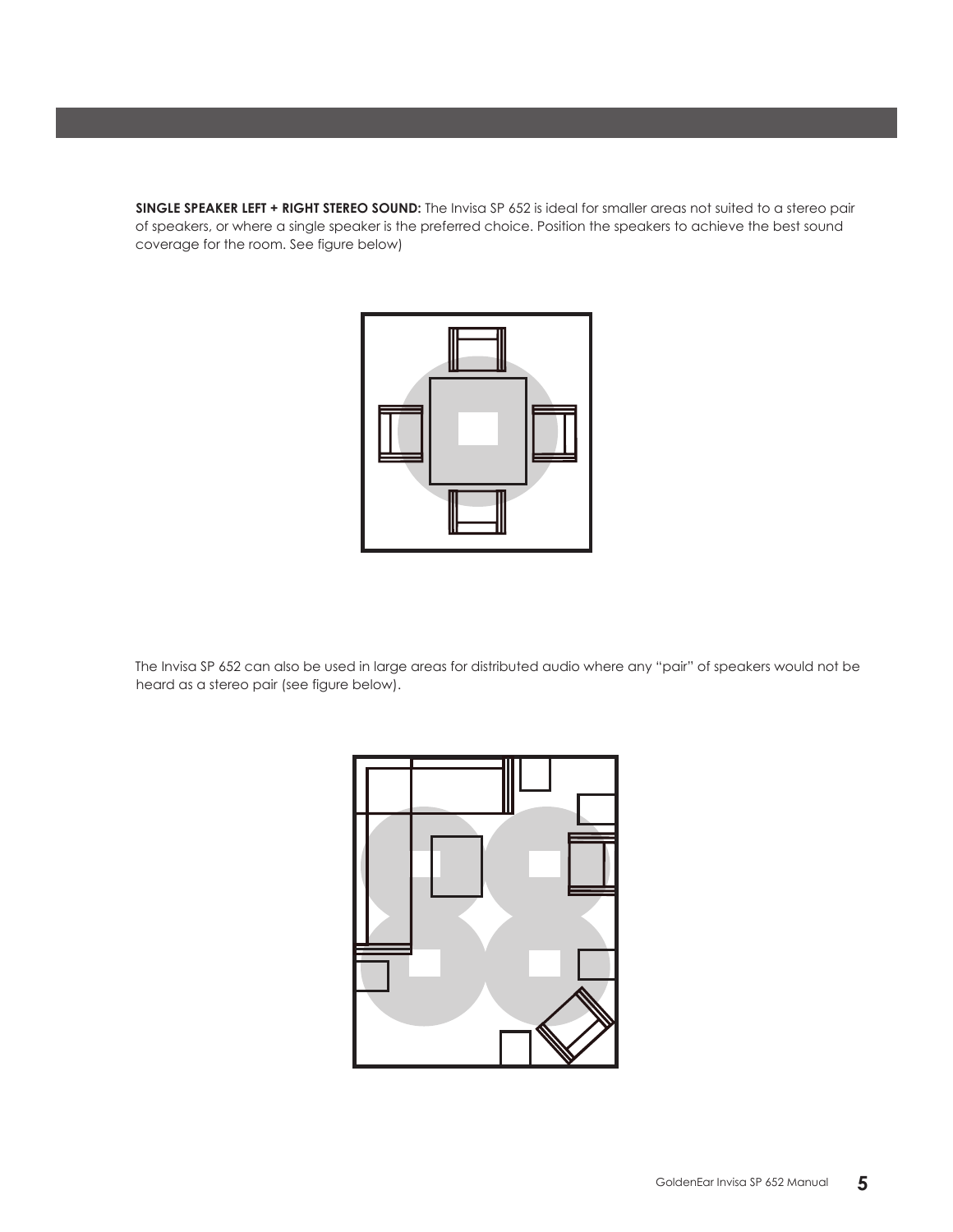**SINGLE SPEAKER LEFT + RIGHT STEREO SOUND:** The Invisa SP 652 is ideal for smaller areas not suited to a stereo pair of speakers, or where a single speaker is the preferred choice. Position the speakers to achieve the best sound coverage for the room. See figure below)

The Invisa SP 652 can also be used in large areas for distributed audio where any "pair" of speakers would not be heard as a stereo pair (see figure below).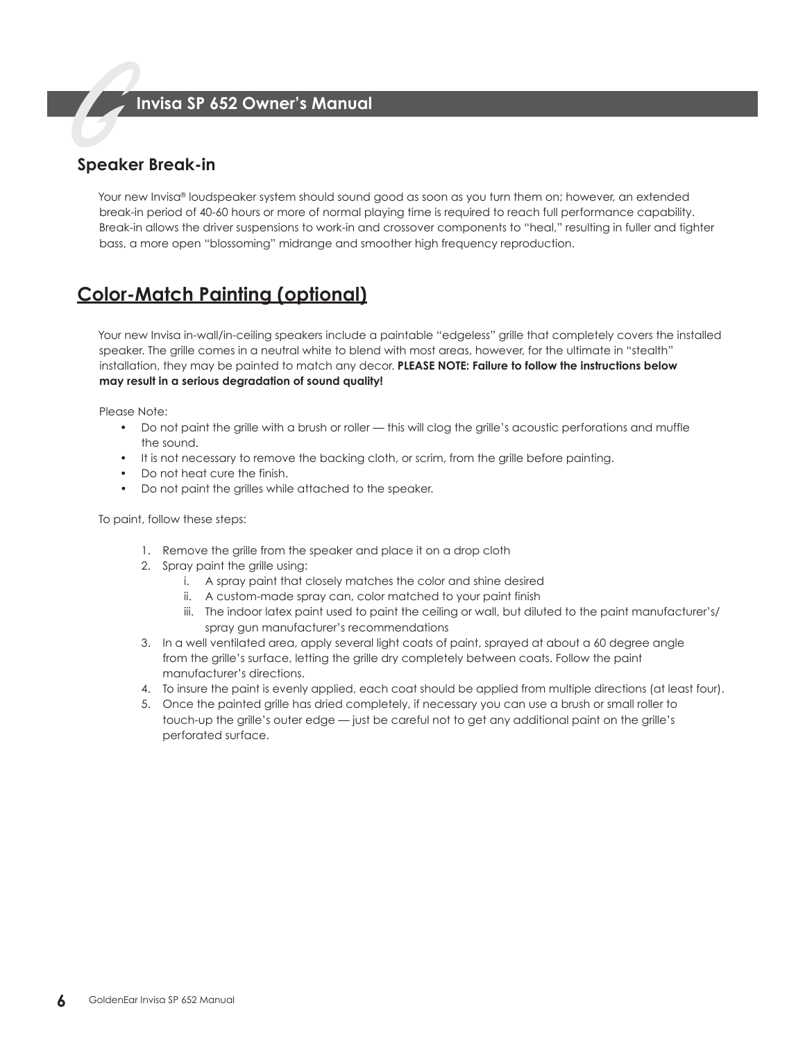## Speaker Break-in

Your new Invisa® loudspeaker system should sound good as soon as you turn them on; however, an extended break-in period of 40-60 hours or more of normal playing time is required to reach full performance capability. Break-in allows the driver suspensions to work-in and crossover components to "heal," resulting in fuller and tighter bass, a more open "blossoming" midrange and smoother high frequency reproduction.

## Color-Match Painting (optional)

Your new Invisa in-wall/in-ceiling speakers include a paintable "edgeless" grille that completely covers the installed speaker. The grille comes in a neutral white to blend with most areas, however, for the ultimate in "stealth" installation, they may be painted to match any decor. **PLEASE NOTE: Failure to follow the instructions below may result in a serious degradation of sound quality!**

Please Note:

- Do not paint the grille with a brush or roller — this will clog the grille's acoustic perforations and muffle the sound.
- It is not necessary to remove the backing cloth, or scrim, from the grille before painting.
- Do not heat cure the finish.
- Do not paint the grilles while attached to the speaker.

To paint, follow these steps:

1. Remove the grille from the speaker and place it on a drop cloth
2. Spray paint the grille using:
   i. A spray paint that closely matches the color and shine desired
   ii. A custom-made spray can, color matched to your paint finish
   iii. The indoor latex paint used to paint the ceiling or wall, but diluted to the paint manufacturer's/ spray gun manufacturer's recommendations
3. In a well ventilated area, apply several light coats of paint, sprayed at about a 60 degree angle from the grille's surface, letting the grille dry completely between coats. Follow the paint manufacturer's directions.
4. To insure the paint is evenly applied, each coat should be applied from multiple directions (at least four).
5. Once the painted grille has dried completely, if necessary you can use a brush or small roller to touch-up the grille's outer edge — just be careful not to get any additional paint on the grille's perforated surface.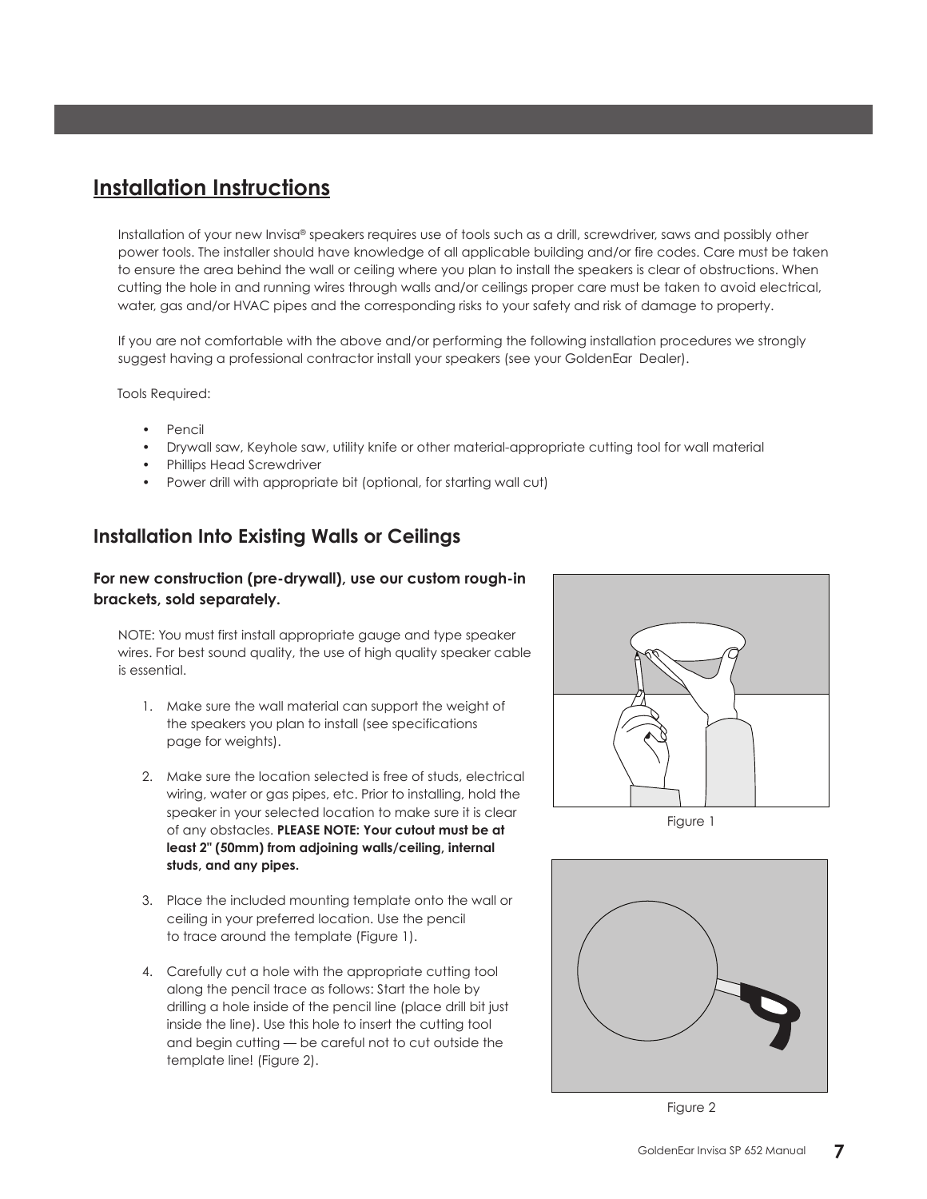## Installation Instructions

Installation of your new Invisa® speakers requires use of tools such as a drill, screwdriver, saws and possibly other power tools. The installer should have knowledge of all applicable building and/or fire codes. Care must be taken to ensure the area behind the wall or ceiling where you plan to install the speakers is clear of obstructions. When cutting the hole in and running wires through walls and/or ceilings proper care must be taken to avoid electrical, water, gas and/or HVAC pipes and the corresponding risks to your safety and risk of damage to property.

If you are not comfortable with the above and/or performing the following installation procedures we strongly suggest having a professional contractor install your speakers (see your GoldenEar Dealer).

Tools Required:

- Pencil
- Drywall saw, Keyhole saw, utility knife or other material-appropriate cutting tool for wall material
- Phillips Head Screwdriver
- Power drill with appropriate bit (optional, for starting wall cut)

### Installation Into Existing Walls or Ceilings

**For new construction (pre-drywall), use our custom rough-in brackets, sold separately.**

NOTE: You must first install appropriate gauge and type speaker wires. For best sound quality, the use of high quality speaker cable is essential.

1. Make sure the wall material can support the weight of the speakers you plan to install (see specifications page for weights).

2. Make sure the location selected is free of studs, electrical wiring, water or gas pipes, etc. Prior to installing, hold the speaker in your selected location to make sure it is clear of any obstacles. **PLEASE NOTE: Your cutout must be at least 2" (50mm) from adjoining walls/ceiling, internal studs, and any pipes.**

3. Place the included mounting template onto the wall or ceiling in your preferred location. Use the pencil to trace around the template (Figure 1).

4. Carefully cut a hole with the appropriate cutting tool along the pencil trace as follows: Start the hole by drilling a hole inside of the pencil line (place drill bit just inside the line). Use this hole to insert the cutting tool and begin cutting — be careful not to cut outside the template line! (Figure 2).

Figure 1

Figure 2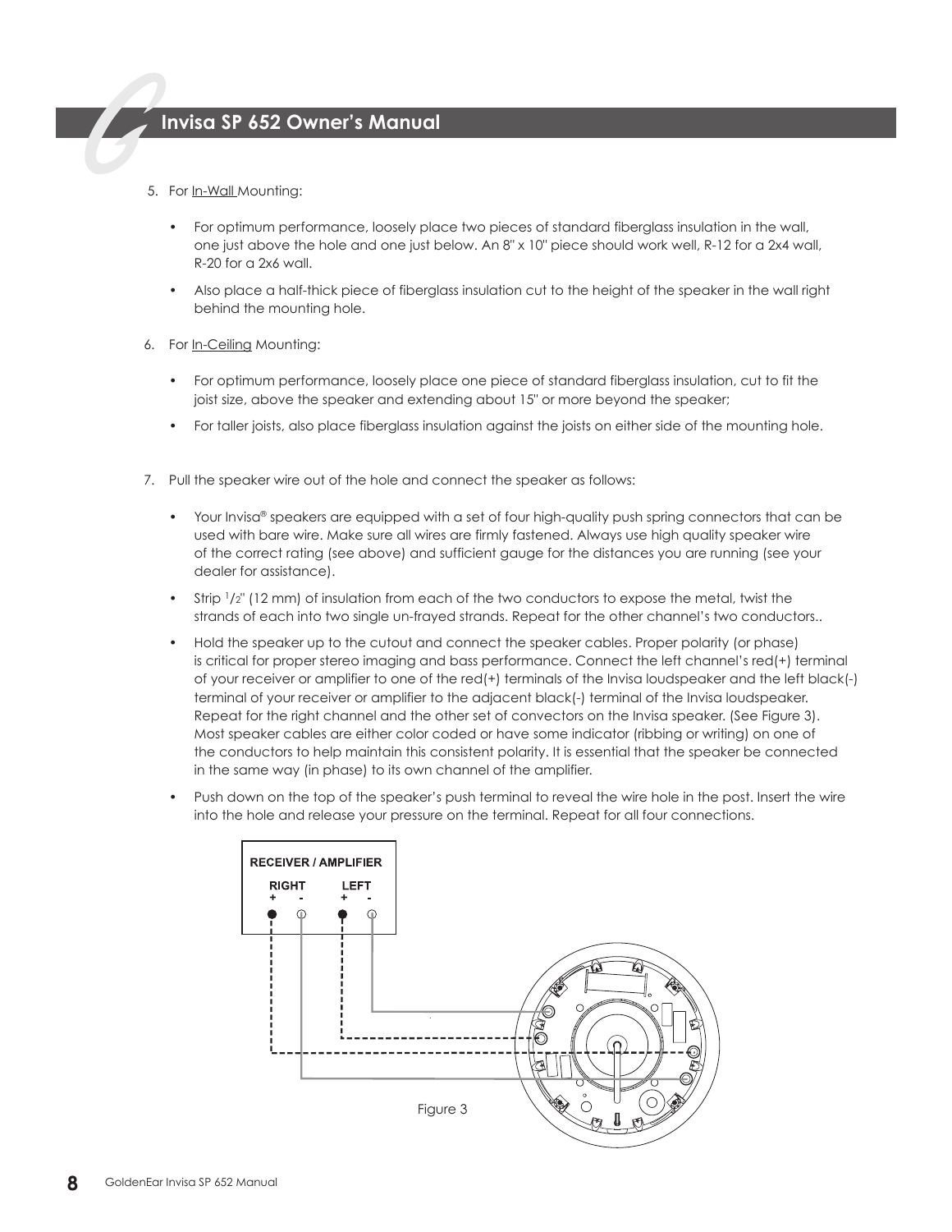5. For In-Wall Mounting:

   - For optimum performance, loosely place two pieces of standard fiberglass insulation in the wall, one just above the hole and one just below. An 8" x 10" piece should work well, R-12 for a 2x4 wall, R-20 for a 2x6 wall.
   - Also place a half-thick piece of fiberglass insulation cut to the height of the speaker in the wall right behind the mounting hole.

6. For In-Ceiling Mounting:

   - For optimum performance, loosely place one piece of standard fiberglass insulation, cut to fit the joist size, above the speaker and extending about 15" or more beyond the speaker;
   - For taller joists, also place fiberglass insulation against the joists on either side of the mounting hole.

7. Pull the speaker wire out of the hole and connect the speaker as follows:

   - Your Invisa® speakers are equipped with a set of four high-quality push spring connectors that can be used with bare wire. Make sure all wires are firmly fastened. Always use high quality speaker wire of the correct rating (see above) and sufficient gauge for the distances you are running (see your dealer for assistance).
   - Strip 1/2" (12 mm) of insulation from each of the two conductors to expose the metal, twist the strands of each into two single un-frayed strands. Repeat for the other channel's two conductors..
   - Hold the speaker up to the cutout and connect the speaker cables. Proper polarity (or phase) is critical for proper stereo imaging and bass performance. Connect the left channel's red(+) terminal of your receiver or amplifier to one of the red(+) terminals of the Invisa loudspeaker and the left black(-) terminal of your receiver or amplifier to the adjacent black(-) terminal of the Invisa loudspeaker. Repeat for the right channel and the other set of convectors on the Invisa speaker. (See Figure 3). Most speaker cables are either color coded or have some indicator (ribbing or writing) on one of the conductors to help maintain this consistent polarity. It is essential that the speaker be connected in the same way (in phase) to its own channel of the amplifier.
   - Push down on the top of the speaker's push terminal to reveal the wire hole in the post. Insert the wire into the hole and release your pressure on the terminal. Repeat for all four connections.

RECEIVER / AMPLIFIER

RIGHT + -    LEFT + -

Figure 3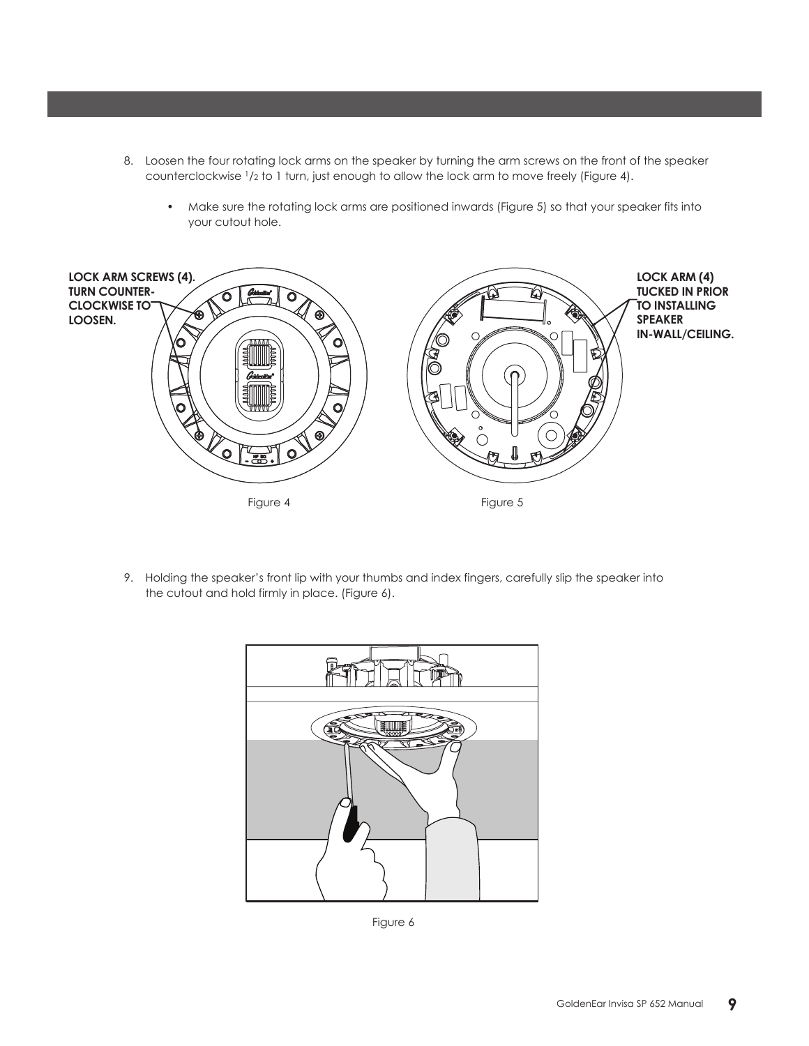8. Loosen the four rotating lock arms on the speaker by turning the arm screws on the front of the speaker counterclockwise 1/2 to 1 turn, just enough to allow the lock arm to move freely (Figure 4).

    • Make sure the rotating lock arms are positioned inwards (Figure 5) so that your speaker fits into your cutout hole.

**LOCK ARM SCREWS (4). TURN COUNTER-CLOCKWISE TO LOOSEN.**

**LOCK ARM (4) TUCKED IN PRIOR TO INSTALLING SPEAKER IN-WALL/CEILING.**

Figure 4

Figure 5

9. Holding the speaker's front lip with your thumbs and index fingers, carefully slip the speaker into the cutout and hold firmly in place. (Figure 6).

Figure 6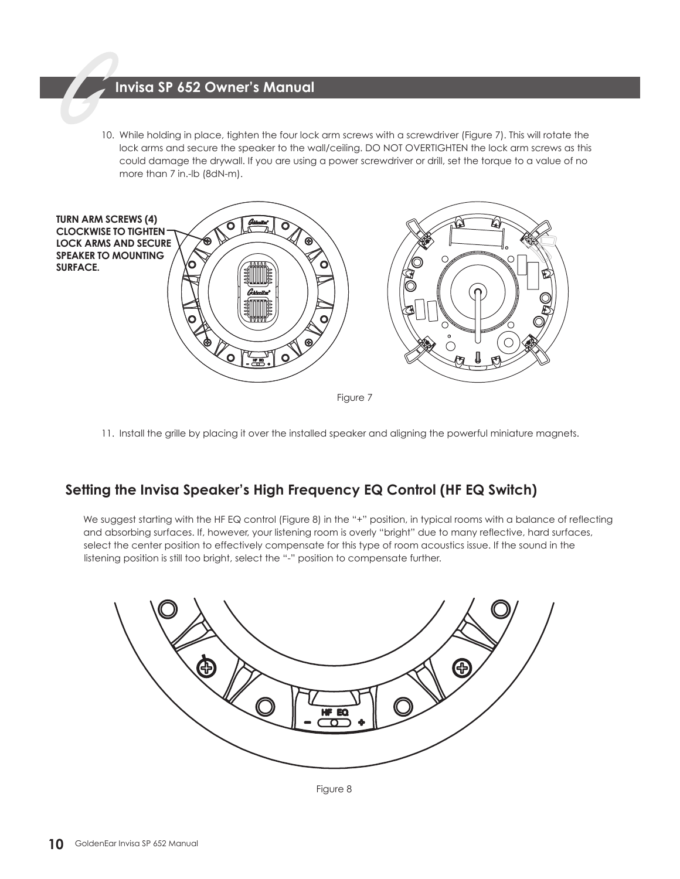10. While holding in place, tighten the four lock arm screws with a screwdriver (Figure 7). This will rotate the lock arms and secure the speaker to the wall/ceiling. DO NOT OVERTIGHTEN the lock arm screws as this could damage the drywall. If you are using a power screwdriver or drill, set the torque to a value of no more than 7 in.-lb (8dN-m).

**TURN ARM SCREWS (4) CLOCKWISE TO TIGHTEN LOCK ARMS AND SECURE SPEAKER TO MOUNTING SURFACE.**

Figure 7

11. Install the grille by placing it over the installed speaker and aligning the powerful miniature magnets.

## Setting the Invisa Speaker's High Frequency EQ Control (HF EQ Switch)

We suggest starting with the HF EQ control (Figure 8) in the "+" position, in typical rooms with a balance of reflecting and absorbing surfaces. If, however, your listening room is overly "bright" due to many reflective, hard surfaces, select the center position to effectively compensate for this type of room acoustics issue. If the sound in the listening position is still too bright, select the "-" position to compensate further.

Figure 8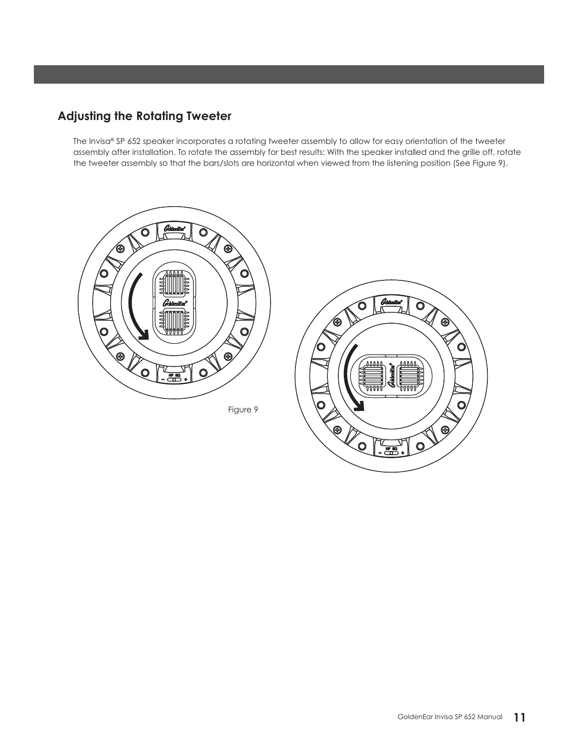## Adjusting the Rotating Tweeter

The Invisa® SP 652 speaker incorporates a rotating tweeter assembly to allow for easy orientation of the tweeter assembly after installation. To rotate the assembly for best results: With the speaker installed and the grille off, rotate the tweeter assembly so that the bars/slots are horizontal when viewed from the listening position (See Figure 9).

Figure 9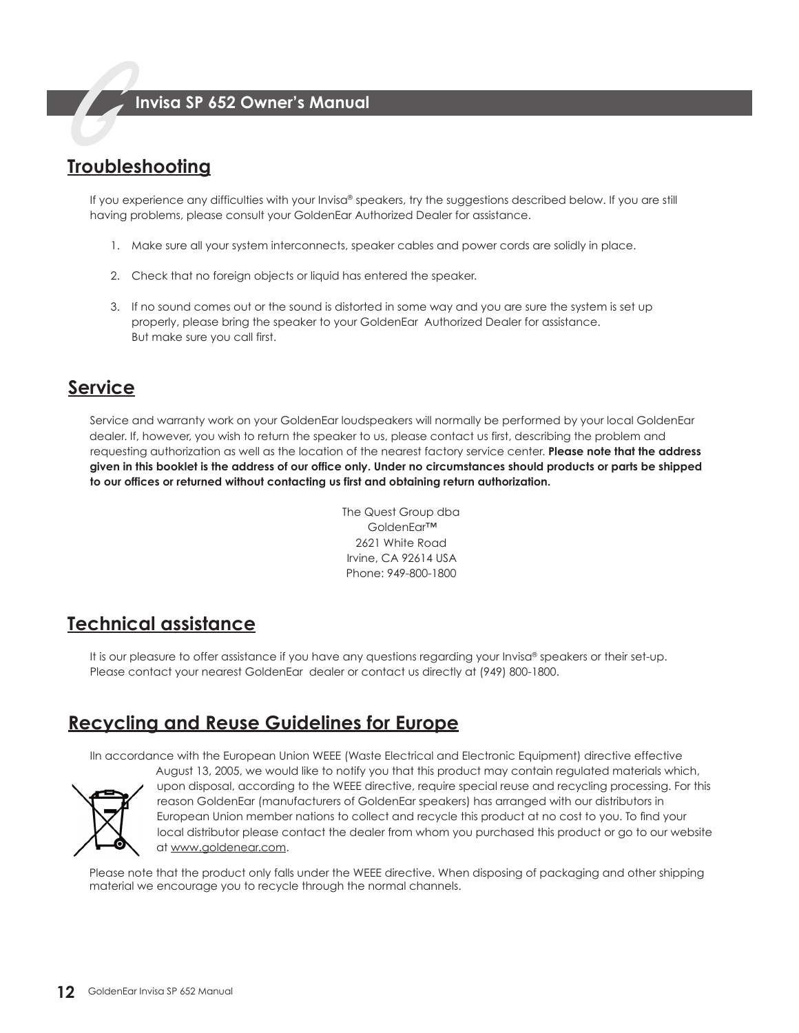## Troubleshooting

If you experience any difficulties with your Invisa® speakers, try the suggestions described below. If you are still having problems, please consult your GoldenEar Authorized Dealer for assistance.

1. Make sure all your system interconnects, speaker cables and power cords are solidly in place.
2. Check that no foreign objects or liquid has entered the speaker.
3. If no sound comes out or the sound is distorted in some way and you are sure the system is set up properly, please bring the speaker to your GoldenEar Authorized Dealer for assistance. But make sure you call first.

## Service

Service and warranty work on your GoldenEar loudspeakers will normally be performed by your local GoldenEar dealer. If, however, you wish to return the speaker to us, please contact us first, describing the problem and requesting authorization as well as the location of the nearest factory service center. **Please note that the address given in this booklet is the address of our office only. Under no circumstances should products or parts be shipped to our offices or returned without contacting us first and obtaining return authorization.**

The Quest Group dba
GoldenEar™
2621 White Road
Irvine, CA 92614 USA
Phone: 949-800-1800

## Technical assistance

It is our pleasure to offer assistance if you have any questions regarding your Invisa® speakers or their set-up. Please contact your nearest GoldenEar dealer or contact us directly at (949) 800-1800.

## Recycling and Reuse Guidelines for Europe

IIn accordance with the European Union WEEE (Waste Electrical and Electronic Equipment) directive effective August 13, 2005, we would like to notify you that this product may contain regulated materials which, upon disposal, according to the WEEE directive, require special reuse and recycling processing. For this reason GoldenEar (manufacturers of GoldenEar speakers) has arranged with our distributors in European Union member nations to collect and recycle this product at no cost to you. To find your local distributor please contact the dealer from whom you purchased this product or go to our website at www.goldenear.com.

Please note that the product only falls under the WEEE directive. When disposing of packaging and other shipping material we encourage you to recycle through the normal channels.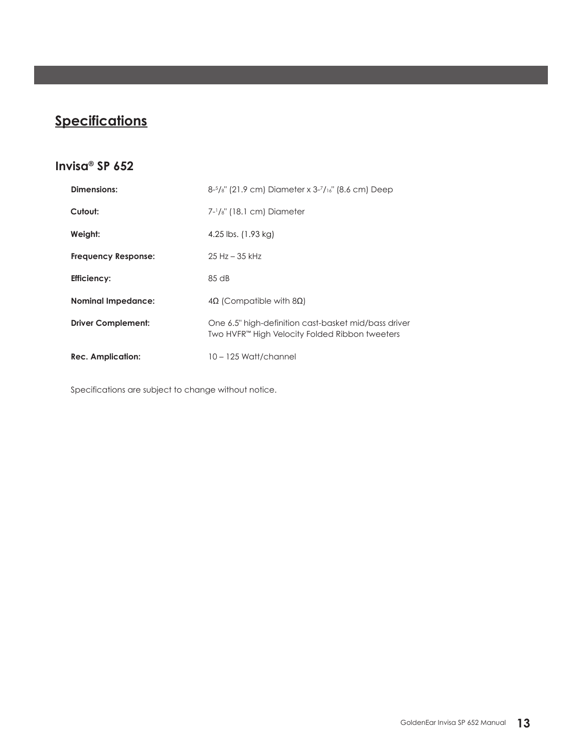## Specifications

### Invisa® SP 652

| | |
|---|---|
| **Dimensions:** | 8-5/8" (21.9 cm) Diameter x 3-7/16" (8.6 cm) Deep |
| **Cutout:** | 7-1/8" (18.1 cm) Diameter |
| **Weight:** | 4.25 lbs. (1.93 kg) |
| **Frequency Response:** | 25 Hz – 35 kHz |
| **Efficiency:** | 85 dB |
| **Nominal Impedance:** | 4Ω (Compatible with 8Ω) |
| **Driver Complement:** | One 6.5" high-definition cast-basket mid/bass driver<br>Two HVFR™ High Velocity Folded Ribbon tweeters |
| **Rec. Amplication:** | 10 – 125 Watt/channel |

Specifications are subject to change without notice.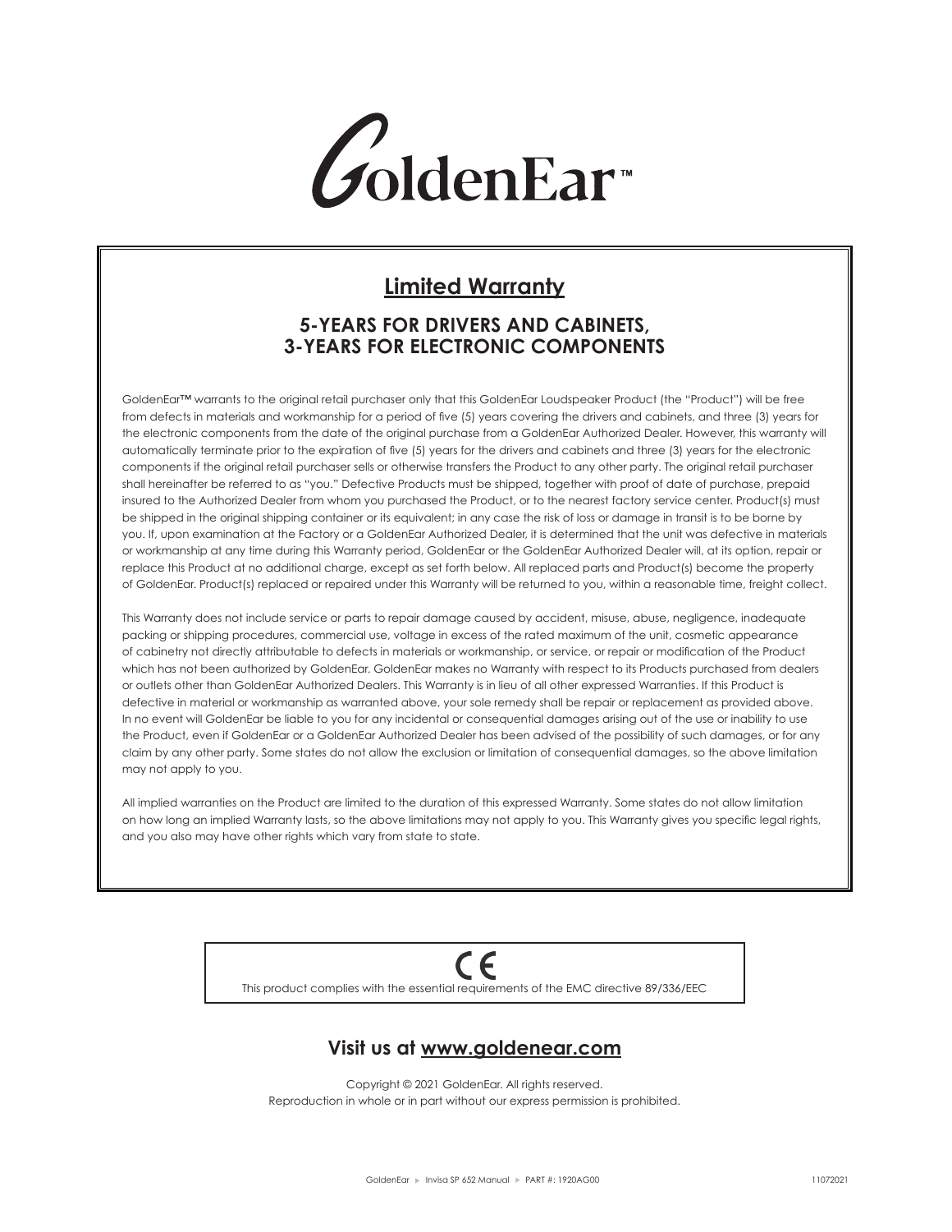# GoldenEar™

## Limited Warranty

### 5-YEARS FOR DRIVERS AND CABINETS, 3-YEARS FOR ELECTRONIC COMPONENTS

GoldenEar™ warrants to the original retail purchaser only that this GoldenEar Loudspeaker Product (the "Product") will be free from defects in materials and workmanship for a period of five (5) years covering the drivers and cabinets, and three (3) years for the electronic components from the date of the original purchase from a GoldenEar Authorized Dealer. However, this warranty will automatically terminate prior to the expiration of five (5) years for the drivers and cabinets and three (3) years for the electronic components if the original retail purchaser sells or otherwise transfers the Product to any other party. The original retail purchaser shall hereinafter be referred to as "you." Defective Products must be shipped, together with proof of date of purchase, prepaid insured to the Authorized Dealer from whom you purchased the Product, or to the nearest factory service center. Product(s) must be shipped in the original shipping container or its equivalent; in any case the risk of loss or damage in transit is to be borne by you. If, upon examination at the Factory or a GoldenEar Authorized Dealer, it is determined that the unit was defective in materials or workmanship at any time during this Warranty period, GoldenEar or the GoldenEar Authorized Dealer will, at its option, repair or replace this Product at no additional charge, except as set forth below. All replaced parts and Product(s) become the property of GoldenEar. Product(s) replaced or repaired under this Warranty will be returned to you, within a reasonable time, freight collect.

This Warranty does not include service or parts to repair damage caused by accident, misuse, abuse, negligence, inadequate packing or shipping procedures, commercial use, voltage in excess of the rated maximum of the unit, cosmetic appearance of cabinetry not directly attributable to defects in materials or workmanship, or service, or repair or modification of the Product which has not been authorized by GoldenEar. GoldenEar makes no Warranty with respect to its Products purchased from dealers or outlets other than GoldenEar Authorized Dealers. This Warranty is in lieu of all other expressed Warranties. If this Product is defective in material or workmanship as warranted above, your sole remedy shall be repair or replacement as provided above. In no event will GoldenEar be liable to you for any incidental or consequential damages arising out of the use or inability to use the Product, even if GoldenEar or a GoldenEar Authorized Dealer has been advised of the possibility of such damages, or for any claim by any other party. Some states do not allow the exclusion or limitation of consequential damages, so the above limitation may not apply to you.

All implied warranties on the Product are limited to the duration of this expressed Warranty. Some states do not allow limitation on how long an implied Warranty lasts, so the above limitations may not apply to you. This Warranty gives you specific legal rights, and you also may have other rights which vary from state to state.

CE

This product complies with the essential requirements of the EMC directive 89/336/EEC

## Visit us at www.goldenear.com

Copyright © 2021 GoldenEar. All rights reserved.
Reproduction in whole or in part without our express permission is prohibited.

GoldenEar ▸ Invisa SP 652 Manual ▸ PART #: 1920AG00    11072021